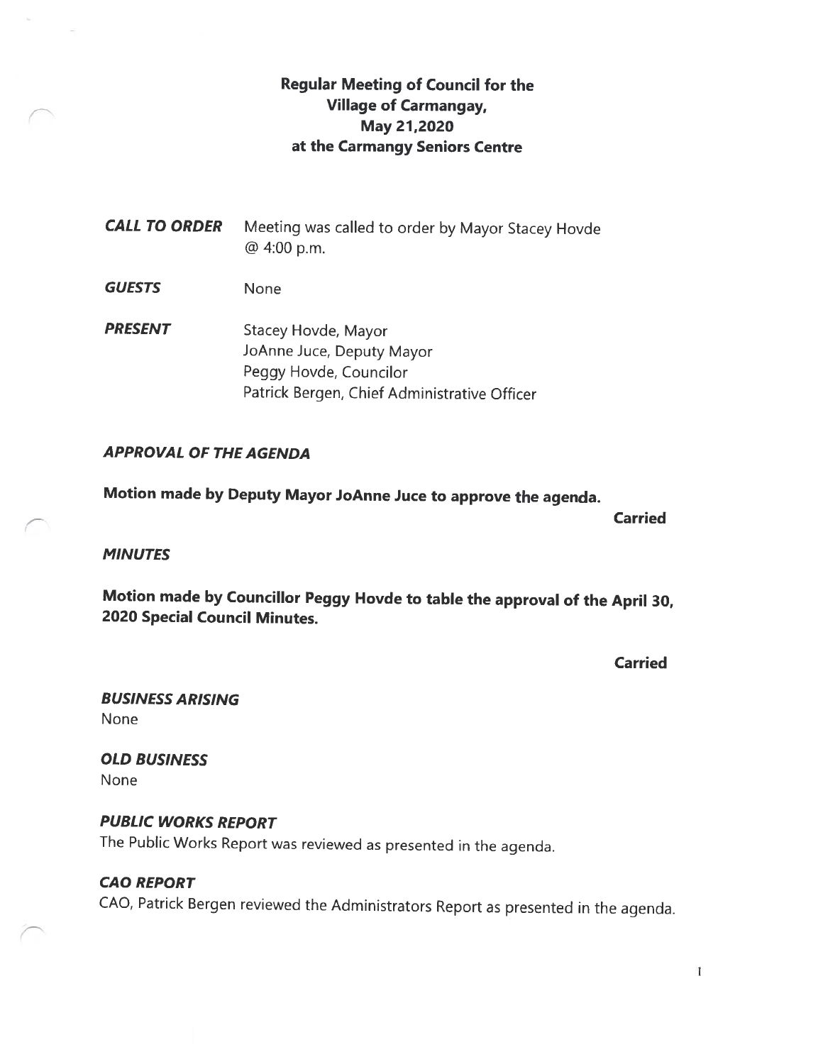# Regular Meeting of Council for the Village of Carmangay, May 21,2020 at the Carmangy Seniors Centre

***CALL TO ORDER*** Meeting was called to order by Mayor Stacey Hovde @ 4:00 p.m.

***GUESTS*** None

***PRESENT*** Stacey Hovde, Mayor
JoAnne Juce, Deputy Mayor
Peggy Hovde, Councilor
Patrick Bergen, Chief Administrative Officer

***APPROVAL OF THE AGENDA***

**Motion made by Deputy Mayor JoAnne Juce to approve the agenda.**

**Carried**

***MINUTES***

**Motion made by Councillor Peggy Hovde to table the approval of the April 30, 2020 Special Council Minutes.**

**Carried**

***BUSINESS ARISING***
None

***OLD BUSINESS***
None

***PUBLIC WORKS REPORT***
The Public Works Report was reviewed as presented in the agenda.

***CAO REPORT***
CAO, Patrick Bergen reviewed the Administrators Report as presented in the agenda.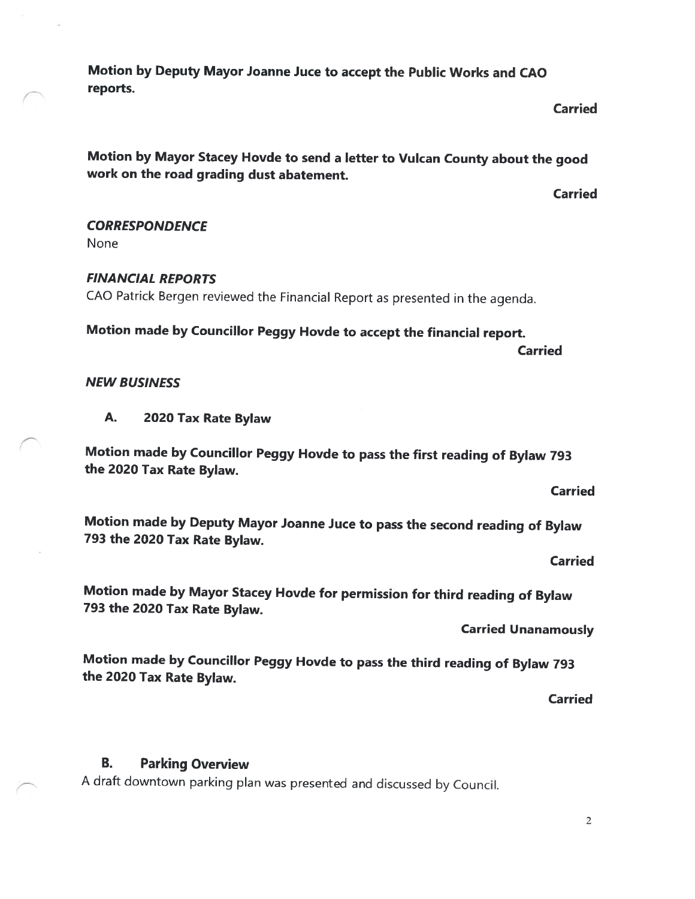**Motion by Deputy Mayor Joanne Juce to accept the Public Works and CAO reports.**

**Carried**

**Motion by Mayor Stacey Hovde to send a letter to Vulcan County about the good work on the road grading dust abatement.**

**Carried**

***CORRESPONDENCE***

None

***FINANCIAL REPORTS***

CAO Patrick Bergen reviewed the Financial Report as presented in the agenda.

**Motion made by Councillor Peggy Hovde to accept the financial report.**

**Carried**

***NEW BUSINESS***

**A. 2020 Tax Rate Bylaw**

**Motion made by Councillor Peggy Hovde to pass the first reading of Bylaw 793 the 2020 Tax Rate Bylaw.**

**Carried**

**Motion made by Deputy Mayor Joanne Juce to pass the second reading of Bylaw 793 the 2020 Tax Rate Bylaw.**

**Carried**

**Motion made by Mayor Stacey Hovde for permission for third reading of Bylaw 793 the 2020 Tax Rate Bylaw.**

**Carried Unanamously**

**Motion made by Councillor Peggy Hovde to pass the third reading of Bylaw 793 the 2020 Tax Rate Bylaw.**

**Carried**

**B. Parking Overview**

A draft downtown parking plan was presented and discussed by Council.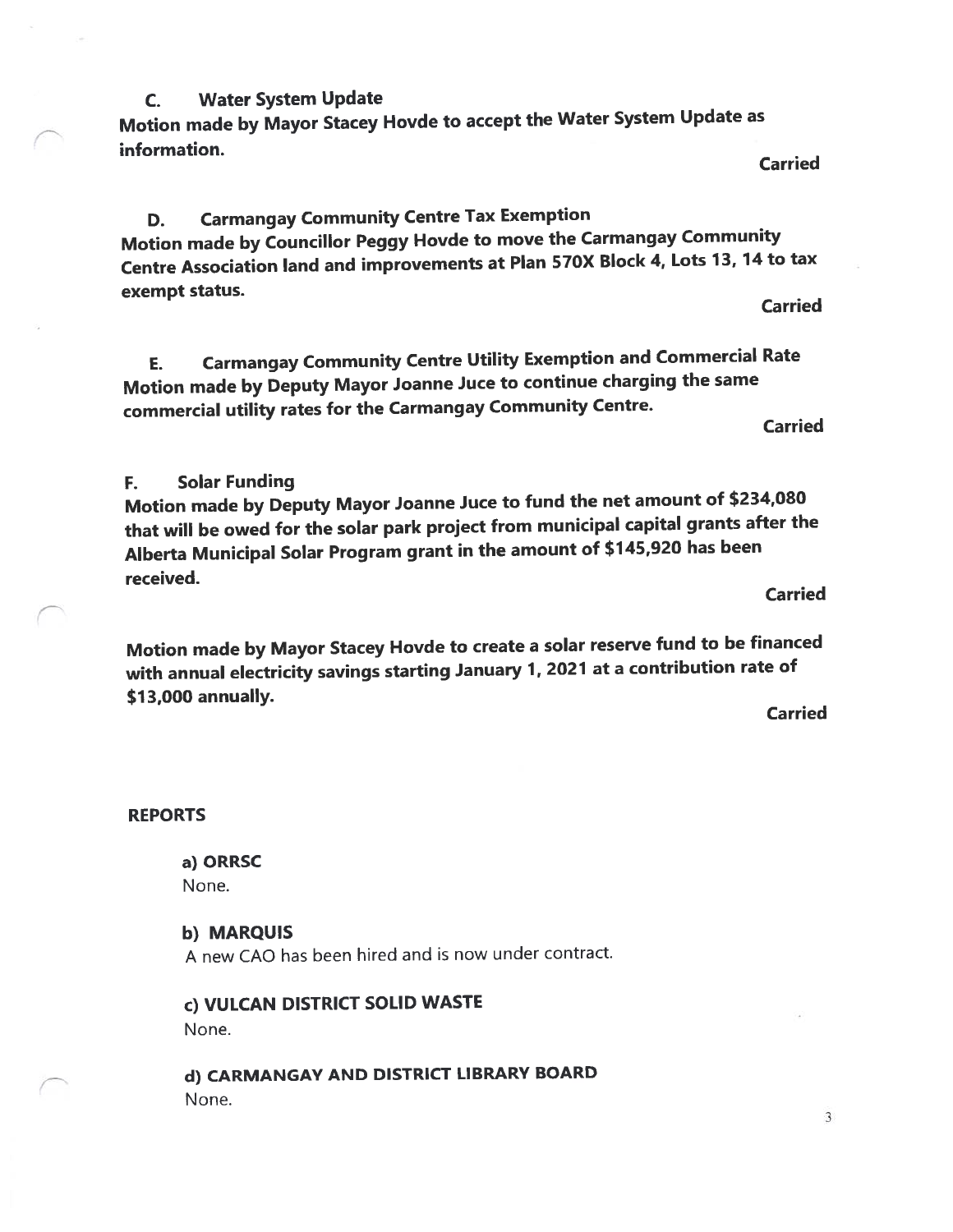### C. Water System Update

**Motion made by Mayor Stacey Hovde to accept the Water System Update as information.**

**Carried**

### D. Carmangay Community Centre Tax Exemption

**Motion made by Councillor Peggy Hovde to move the Carmangay Community Centre Association land and improvements at Plan 570X Block 4, Lots 13, 14 to tax exempt status.**

**Carried**

### E. Carmangay Community Centre Utility Exemption and Commercial Rate

**Motion made by Deputy Mayor Joanne Juce to continue charging the same commercial utility rates for the Carmangay Community Centre.**

**Carried**

### F. Solar Funding

**Motion made by Deputy Mayor Joanne Juce to fund the net amount of $234,080 that will be owed for the solar park project from municipal capital grants after the Alberta Municipal Solar Program grant in the amount of $145,920 has been received.**

**Carried**

**Motion made by Mayor Stacey Hovde to create a solar reserve fund to be financed with annual electricity savings starting January 1, 2021 at a contribution rate of $13,000 annually.**

**Carried**

## REPORTS

**a) ORRSC**

None.

**b) MARQUIS**

A new CAO has been hired and is now under contract.

**c) VULCAN DISTRICT SOLID WASTE**

None.

**d) CARMANGAY AND DISTRICT LIBRARY BOARD**

None.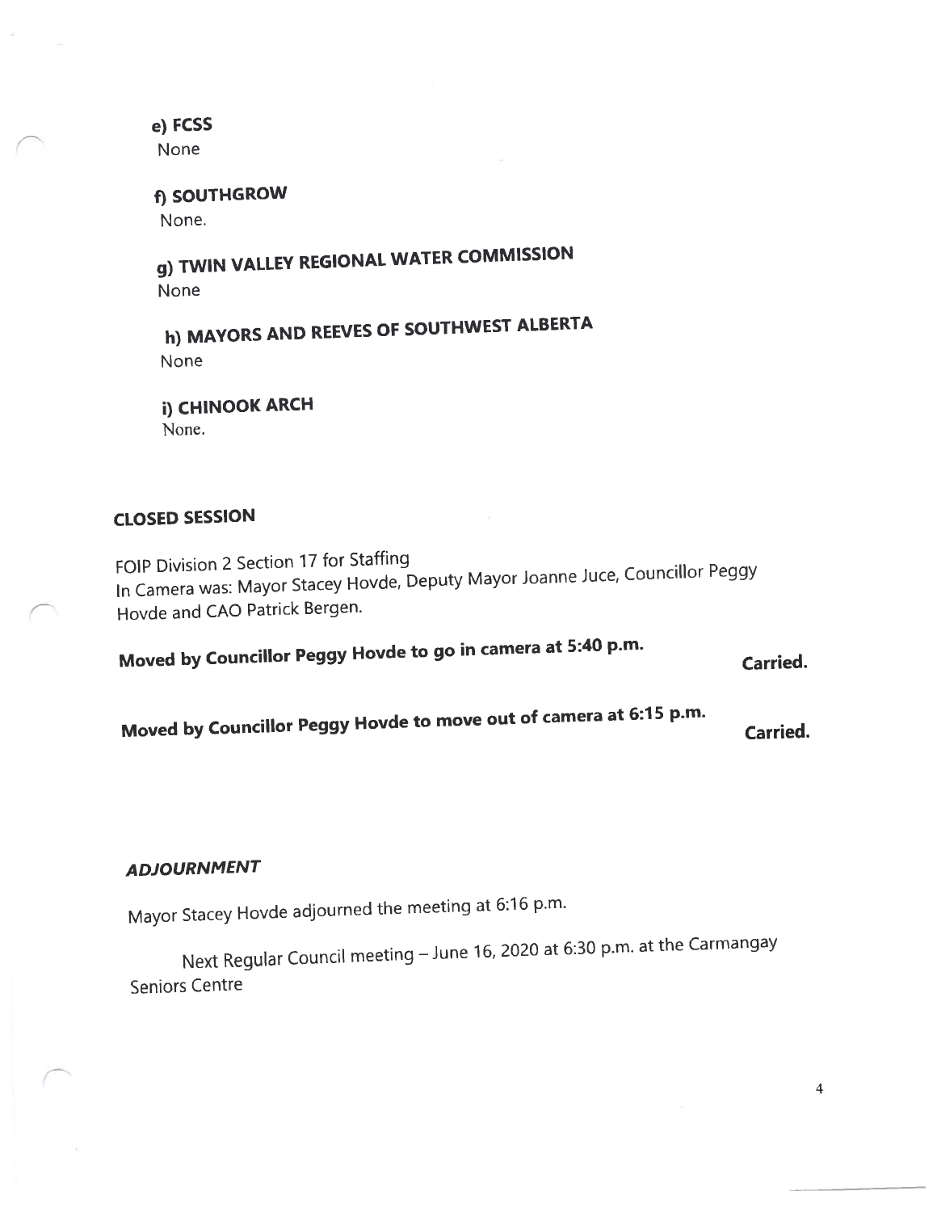**e) FCSS**

None

**f) SOUTHGROW**

None.

**g) TWIN VALLEY REGIONAL WATER COMMISSION**

None

**h) MAYORS AND REEVES OF SOUTHWEST ALBERTA**

None

**i) CHINOOK ARCH**

None.

## CLOSED SESSION

FOIP Division 2 Section 17 for Staffing
In Camera was: Mayor Stacey Hovde, Deputy Mayor Joanne Juce, Councillor Peggy Hovde and CAO Patrick Bergen.

**Moved by Councillor Peggy Hovde to go in camera at 5:40 p.m.** **Carried.**

**Moved by Councillor Peggy Hovde to move out of camera at 6:15 p.m.** **Carried.**

## *ADJOURNMENT*

Mayor Stacey Hovde adjourned the meeting at 6:16 p.m.

Next Regular Council meeting – June 16, 2020 at 6:30 p.m. at the Carmangay Seniors Centre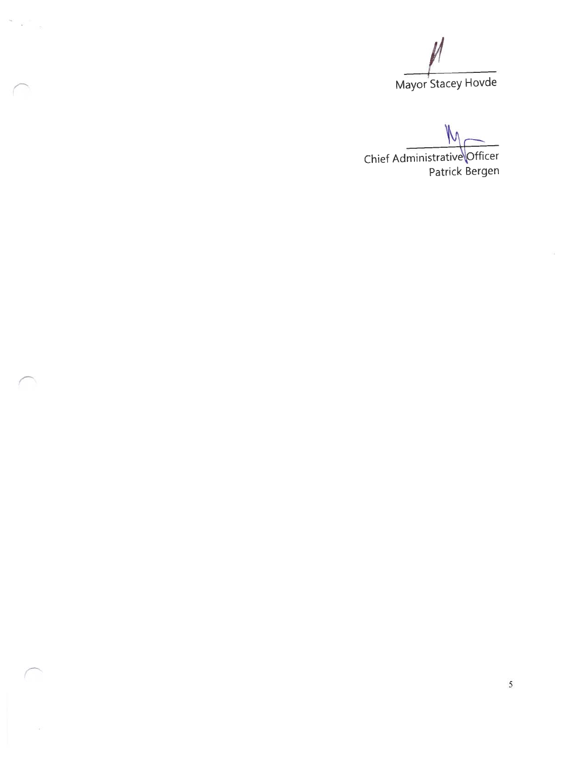Mayor Stacey Hovde

Chief Administrative Officer
Patrick Bergen